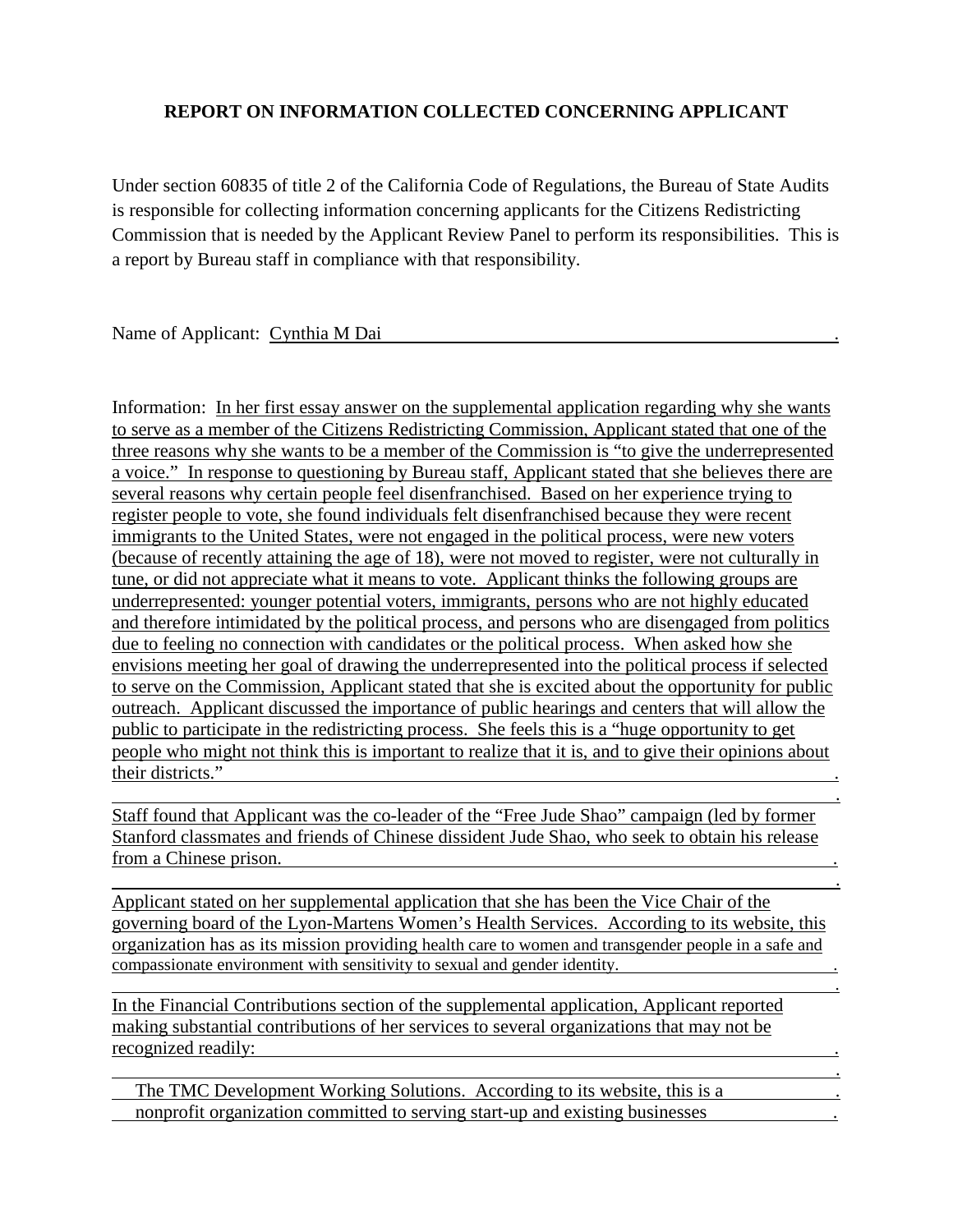## REPORT ON INFORMATION COLLECTED CONCERNING APPLICANT

Under section 60835 of title 2 of the California Code of Regulations, the Bureau of State Audits is responsible for collecting information concerning applicants for the Citizens Redistricting Commission that is needed by the Applicant Review Panel to perform its responsibilities. This is a report by Bureau staff in compliance with that responsibility.

Name of Applicant: Cynthia M Dai

Information: In her first essay answer on the supplemental application regarding why she wants to serve as a member of the Citizens Redistricting Commission, Applicant stated that one of the three reasons why she wants to be a member of the Commission is "to give the underrepresented a voice." In response to questioning by Bureau staff, Applicant stated that she believes there are several reasons why certain people feel disenfranchised. Based on her experience trying to register people to vote, she found individuals felt disenfranchised because they were recent immigrants to the United States, were not engaged in the political process, were new voters (because of recently attaining the age of 18), were not moved to register, were not culturally in tune, or did not appreciate what it means to vote. Applicant thinks the following groups are underrepresented: younger potential voters, immigrants, persons who are not highly educated and therefore intimidated by the political process, and persons who are disengaged from politics due to feeling no connection with candidates or the political process. When asked how she envisions meeting her goal of drawing the underrepresented into the political process if selected to serve on the Commission, Applicant stated that she is excited about the opportunity for public outreach. Applicant discussed the importance of public hearings and centers that will allow the public to participate in the redistricting process. She feels this is a "huge opportunity to get people who might not think this is important to realize that it is, and to give their opinions about their districts."

Staff found that Applicant was the co-leader of the "Free Jude Shao" campaign (led by former Stanford classmates and friends of Chinese dissident Jude Shao, who seek to obtain his release from a Chinese prison.

Applicant stated on her supplemental application that she has been the Vice Chair of the governing board of the Lyon-Martens Women's Health Services. According to its website, this organization has as its mission providing health care to women and transgender people in a safe and compassionate environment with sensitivity to sexual and gender identity.

In the Financial Contributions section of the supplemental application, Applicant reported making substantial contributions of her services to several organizations that may not be recognized readily:

The TMC Development Working Solutions. According to its website, this is a nonprofit organization committed to serving start-up and existing businesses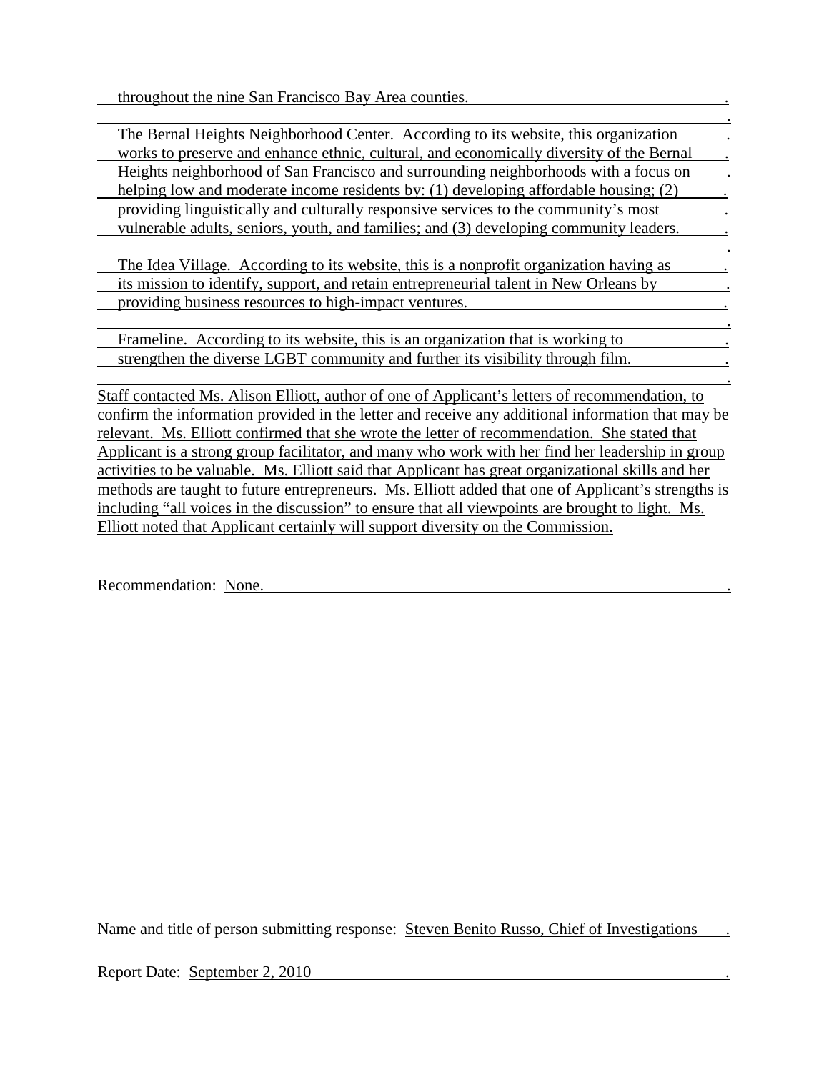throughout the nine San Francisco Bay Area counties.

The Bernal Heights Neighborhood Center. According to its website, this organization works to preserve and enhance ethnic, cultural, and economically diversity of the Bernal Heights neighborhood of San Francisco and surrounding neighborhoods with a focus on helping low and moderate income residents by: (1) developing affordable housing; (2) providing linguistically and culturally responsive services to the community's most vulnerable adults, seniors, youth, and families; and (3) developing community leaders.

The Idea Village. According to its website, this is a nonprofit organization having as its mission to identify, support, and retain entrepreneurial talent in New Orleans by providing business resources to high-impact ventures.

Frameline. According to its website, this is an organization that is working to strengthen the diverse LGBT community and further its visibility through film.

Staff contacted Ms. Alison Elliott, author of one of Applicant's letters of recommendation, to confirm the information provided in the letter and receive any additional information that may be relevant. Ms. Elliott confirmed that she wrote the letter of recommendation. She stated that Applicant is a strong group facilitator, and many who work with her find her leadership in group activities to be valuable. Ms. Elliott said that Applicant has great organizational skills and her methods are taught to future entrepreneurs. Ms. Elliott added that one of Applicant's strengths is including "all voices in the discussion" to ensure that all viewpoints are brought to light. Ms. Elliott noted that Applicant certainly will support diversity on the Commission.

Recommendation: None.

Name and title of person submitting response: Steven Benito Russo, Chief of Investigations

Report Date: September 2, 2010